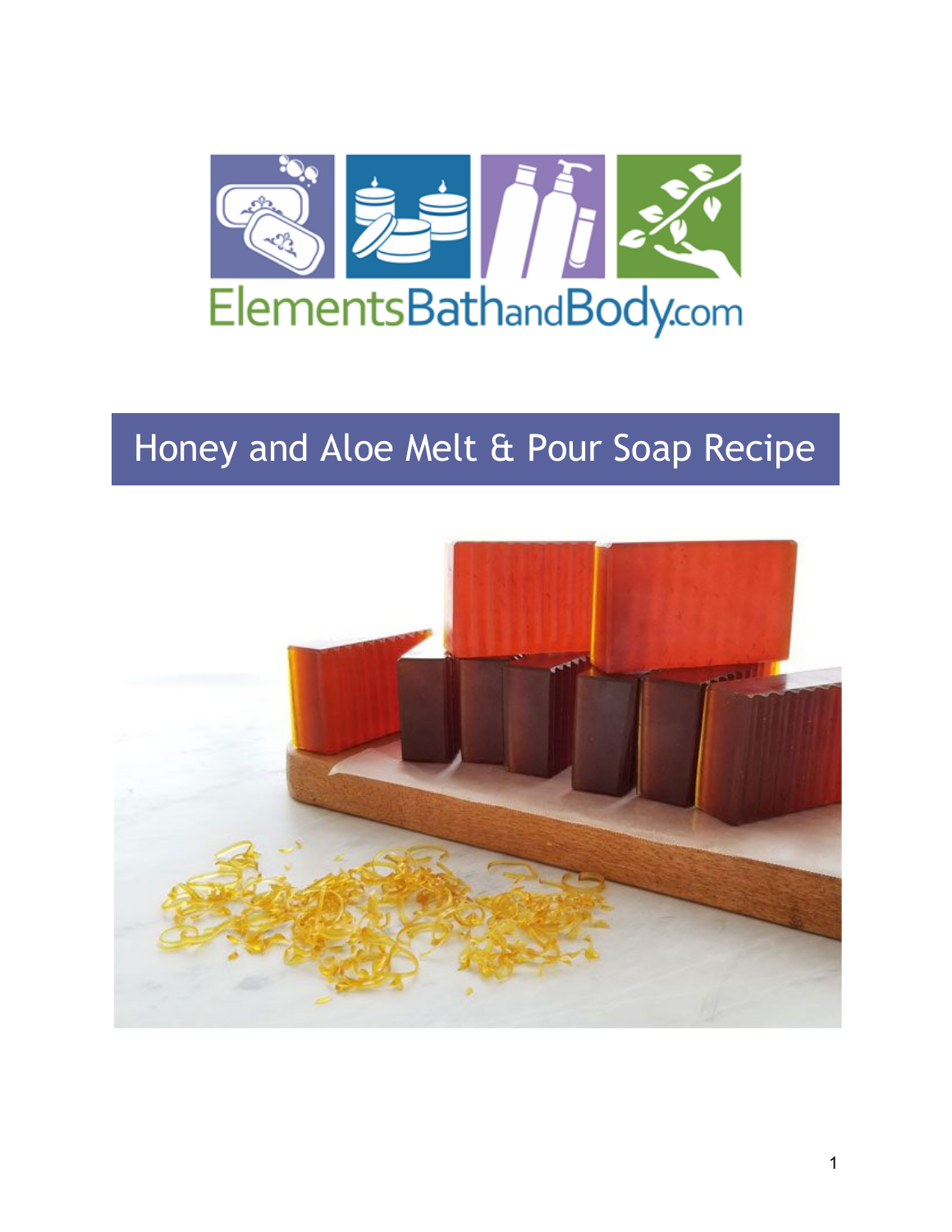ElementsBathandBody.com

# Honey and Aloe Melt & Pour Soap Recipe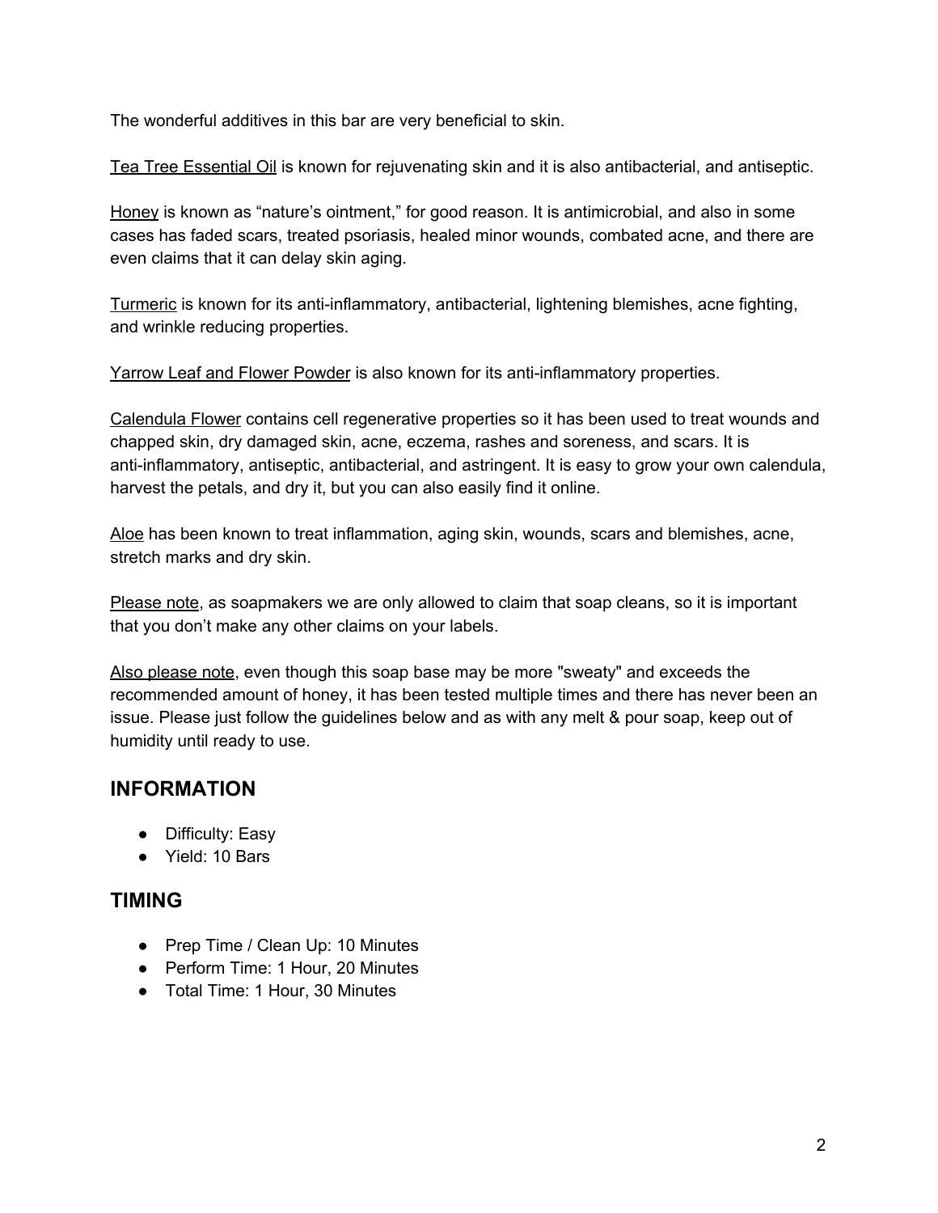The wonderful additives in this bar are very beneficial to skin.

<u>Tea Tree Essential Oil</u> is known for rejuvenating skin and it is also antibacterial, and antiseptic.

<u>Honey</u> is known as "nature's ointment," for good reason. It is antimicrobial, and also in some cases has faded scars, treated psoriasis, healed minor wounds, combated acne, and there are even claims that it can delay skin aging.

<u>Turmeric</u> is known for its anti-inflammatory, antibacterial, lightening blemishes, acne fighting, and wrinkle reducing properties.

<u>Yarrow Leaf and Flower Powder</u> is also known for its anti-inflammatory properties.

<u>Calendula Flower</u> contains cell regenerative properties so it has been used to treat wounds and chapped skin, dry damaged skin, acne, eczema, rashes and soreness, and scars. It is anti-inflammatory, antiseptic, antibacterial, and astringent. It is easy to grow your own calendula, harvest the petals, and dry it, but you can also easily find it online.

<u>Aloe</u> has been known to treat inflammation, aging skin, wounds, scars and blemishes, acne, stretch marks and dry skin.

<u>Please note</u>, as soapmakers we are only allowed to claim that soap cleans, so it is important that you don't make any other claims on your labels.

<u>Also please note</u>, even though this soap base may be more "sweaty" and exceeds the recommended amount of honey, it has been tested multiple times and there has never been an issue. Please just follow the guidelines below and as with any melt & pour soap, keep out of humidity until ready to use.

## INFORMATION

- Difficulty: Easy
- Yield: 10 Bars

## TIMING

- Prep Time / Clean Up: 10 Minutes
- Perform Time: 1 Hour, 20 Minutes
- Total Time: 1 Hour, 30 Minutes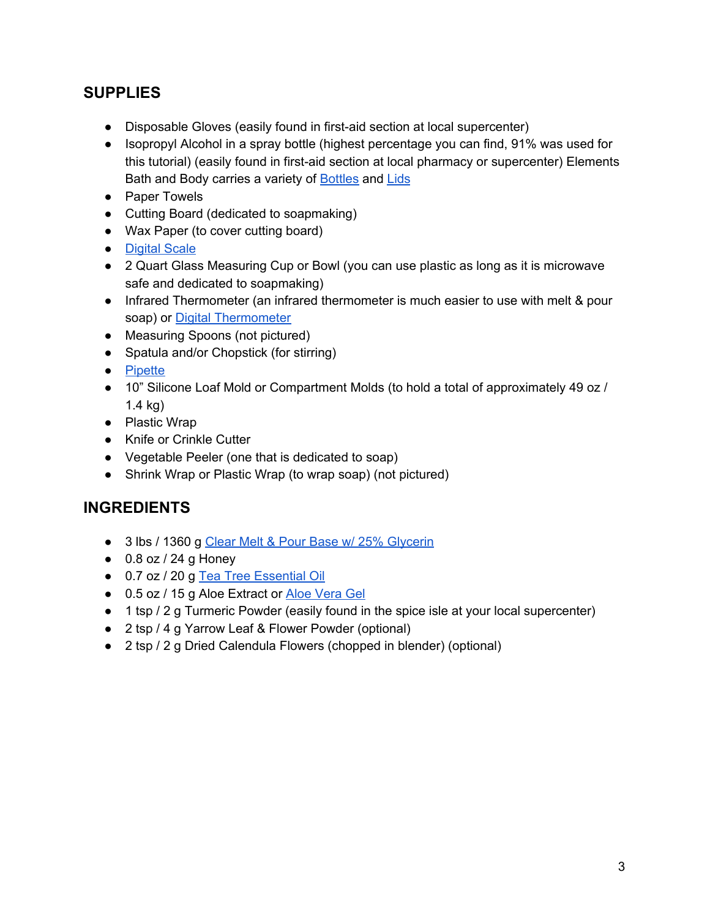## SUPPLIES

- Disposable Gloves (easily found in first-aid section at local supercenter)
- Isopropyl Alcohol in a spray bottle (highest percentage you can find, 91% was used for this tutorial) (easily found in first-aid section at local pharmacy or supercenter) Elements Bath and Body carries a variety of Bottles and Lids
- Paper Towels
- Cutting Board (dedicated to soapmaking)
- Wax Paper (to cover cutting board)
- Digital Scale
- 2 Quart Glass Measuring Cup or Bowl (you can use plastic as long as it is microwave safe and dedicated to soapmaking)
- Infrared Thermometer (an infrared thermometer is much easier to use with melt & pour soap) or Digital Thermometer
- Measuring Spoons (not pictured)
- Spatula and/or Chopstick (for stirring)
- Pipette
- 10" Silicone Loaf Mold or Compartment Molds (to hold a total of approximately 49 oz / 1.4 kg)
- Plastic Wrap
- Knife or Crinkle Cutter
- Vegetable Peeler (one that is dedicated to soap)
- Shrink Wrap or Plastic Wrap (to wrap soap) (not pictured)

## INGREDIENTS

- 3 lbs / 1360 g Clear Melt & Pour Base w/ 25% Glycerin
- 0.8 oz / 24 g Honey
- 0.7 oz / 20 g Tea Tree Essential Oil
- 0.5 oz / 15 g Aloe Extract or Aloe Vera Gel
- 1 tsp / 2 g Turmeric Powder (easily found in the spice isle at your local supercenter)
- 2 tsp / 4 g Yarrow Leaf & Flower Powder (optional)
- 2 tsp / 2 g Dried Calendula Flowers (chopped in blender) (optional)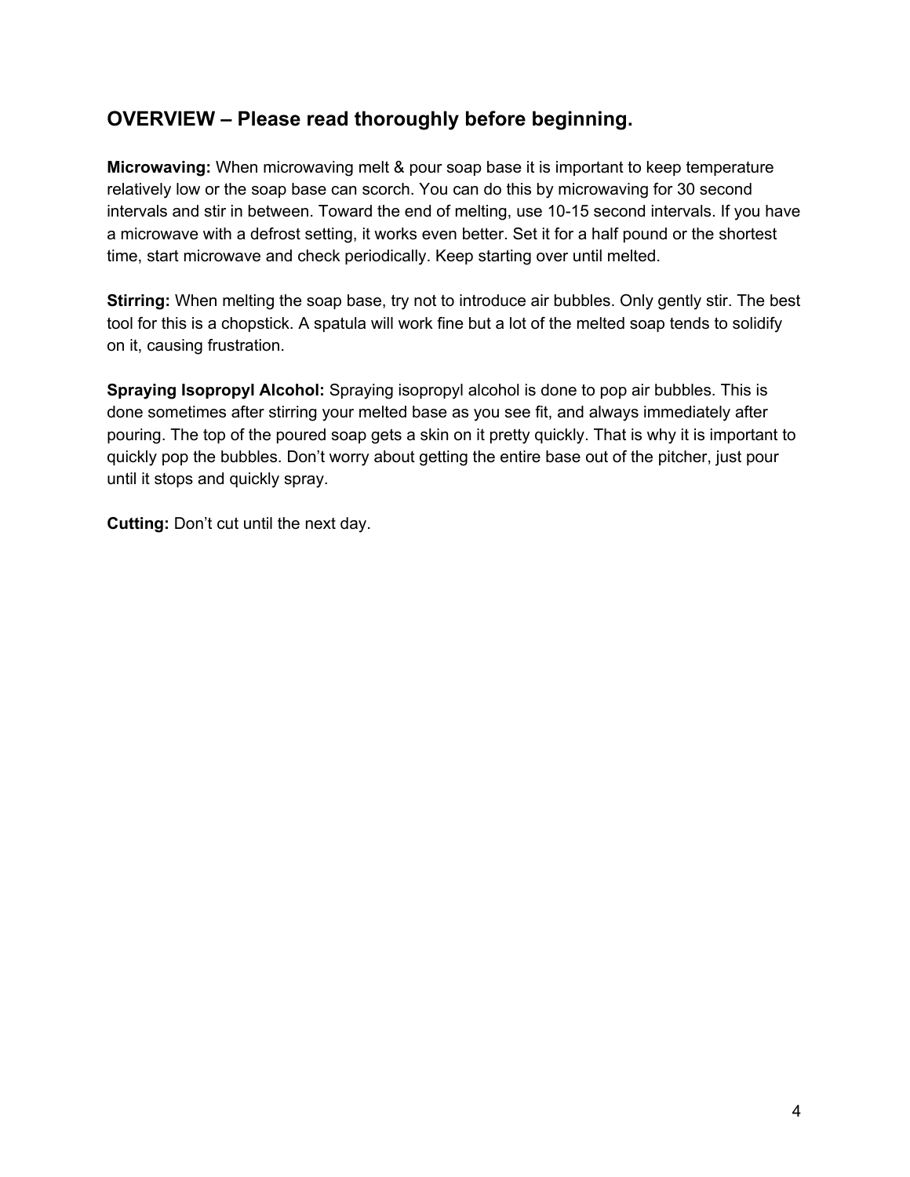## OVERVIEW – Please read thoroughly before beginning.

**Microwaving:** When microwaving melt & pour soap base it is important to keep temperature relatively low or the soap base can scorch. You can do this by microwaving for 30 second intervals and stir in between. Toward the end of melting, use 10-15 second intervals. If you have a microwave with a defrost setting, it works even better. Set it for a half pound or the shortest time, start microwave and check periodically. Keep starting over until melted.

**Stirring:** When melting the soap base, try not to introduce air bubbles. Only gently stir. The best tool for this is a chopstick. A spatula will work fine but a lot of the melted soap tends to solidify on it, causing frustration.

**Spraying Isopropyl Alcohol:** Spraying isopropyl alcohol is done to pop air bubbles. This is done sometimes after stirring your melted base as you see fit, and always immediately after pouring. The top of the poured soap gets a skin on it pretty quickly. That is why it is important to quickly pop the bubbles. Don't worry about getting the entire base out of the pitcher, just pour until it stops and quickly spray.

**Cutting:** Don't cut until the next day.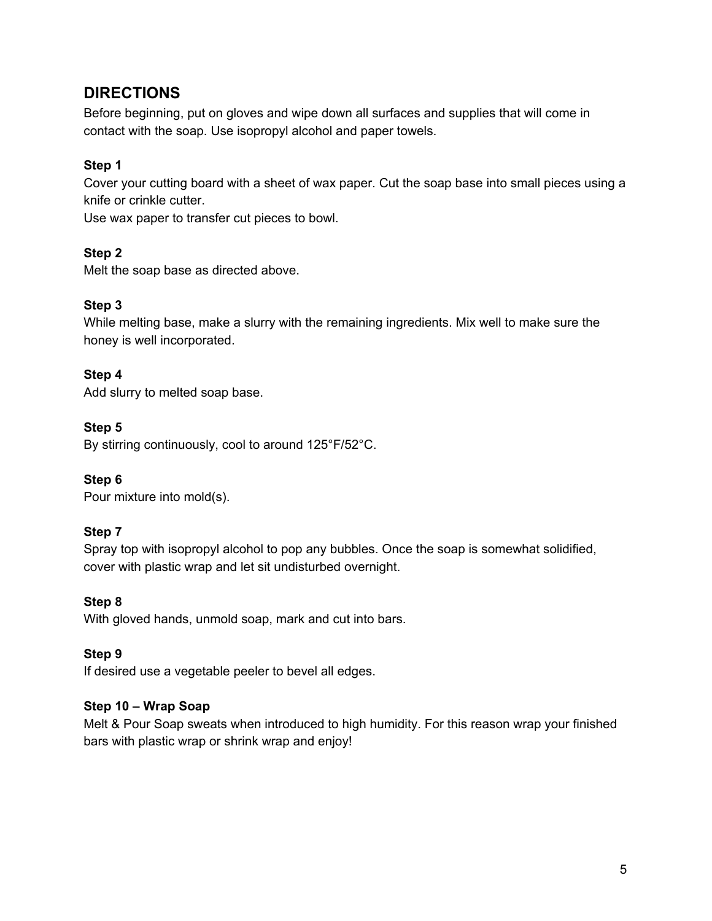## DIRECTIONS

Before beginning, put on gloves and wipe down all surfaces and supplies that will come in contact with the soap. Use isopropyl alcohol and paper towels.

**Step 1**

Cover your cutting board with a sheet of wax paper. Cut the soap base into small pieces using a knife or crinkle cutter.
Use wax paper to transfer cut pieces to bowl.

**Step 2**

Melt the soap base as directed above.

**Step 3**

While melting base, make a slurry with the remaining ingredients. Mix well to make sure the honey is well incorporated.

**Step 4**

Add slurry to melted soap base.

**Step 5**

By stirring continuously, cool to around 125°F/52°C.

**Step 6**

Pour mixture into mold(s).

**Step 7**

Spray top with isopropyl alcohol to pop any bubbles. Once the soap is somewhat solidified, cover with plastic wrap and let sit undisturbed overnight.

**Step 8**

With gloved hands, unmold soap, mark and cut into bars.

**Step 9**

If desired use a vegetable peeler to bevel all edges.

**Step 10 – Wrap Soap**

Melt & Pour Soap sweats when introduced to high humidity. For this reason wrap your finished bars with plastic wrap or shrink wrap and enjoy!